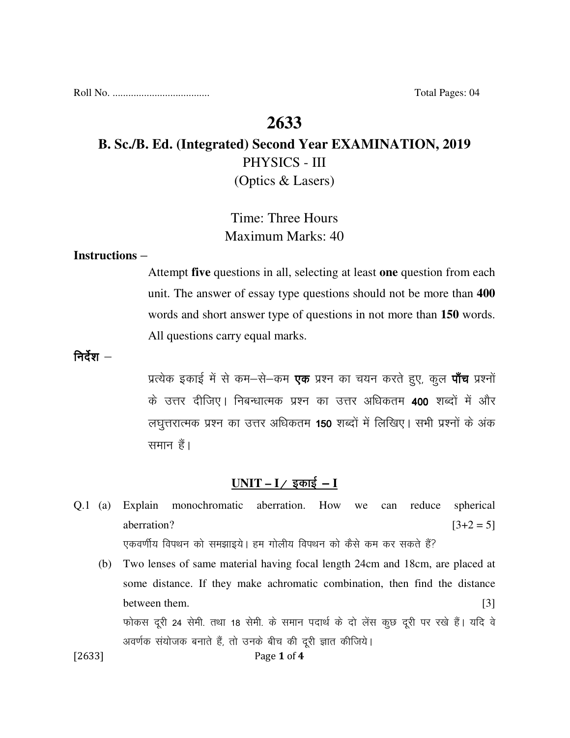Roll No. .................................... Total Pages: 04

# 2633

## B. Sc./B. Ed. (Integrated) Second Year EXAMINATION, 2019

PHYSICS - III

(Optics & Lasers)

Time: Three Hours

Maximum Marks: 40

**Instructions –**

Attempt **five** questions in all, selecting at least **one** question from each unit. The answer of essay type questions should not be more than **400** words and short answer type of questions in not more than **150** words. All questions carry equal marks.

**निर्देश –**

प्रत्येक इकाई में से कम–से–कम **एक** प्रश्न का चयन करते हुए, कुल **पाँच** प्रश्नों के उत्तर दीजिए। निबन्धात्मक प्रश्न का उत्तर अधिकतम **400** शब्दों में और लघुत्तरात्मक प्रश्न का उत्तर अधिकतम **150** शब्दों में लिखिए। सभी प्रश्नों के अंक समान हैं।

### UNIT – I / इकाई – I

Q.1 (a) Explain monochromatic aberration. How we can reduce spherical aberration? [3+2 = 5]

एकवर्णीय विपथन को समझाइये। हम गोलीय विपथन को कैसे कम कर सकते हैं?

(b) Two lenses of same material having focal length 24cm and 18cm, are placed at some distance. If they make achromatic combination, then find the distance between them. [3]

फोकस दूरी 24 सेमी. तथा 18 सेमी. के समान पदार्थ के दो लेंस कुछ दूरी पर रखे हैं। यदि वे अवर्णक संयोजक बनाते हैं, तो उनके बीच की दूरी ज्ञात कीजिये।

[2633]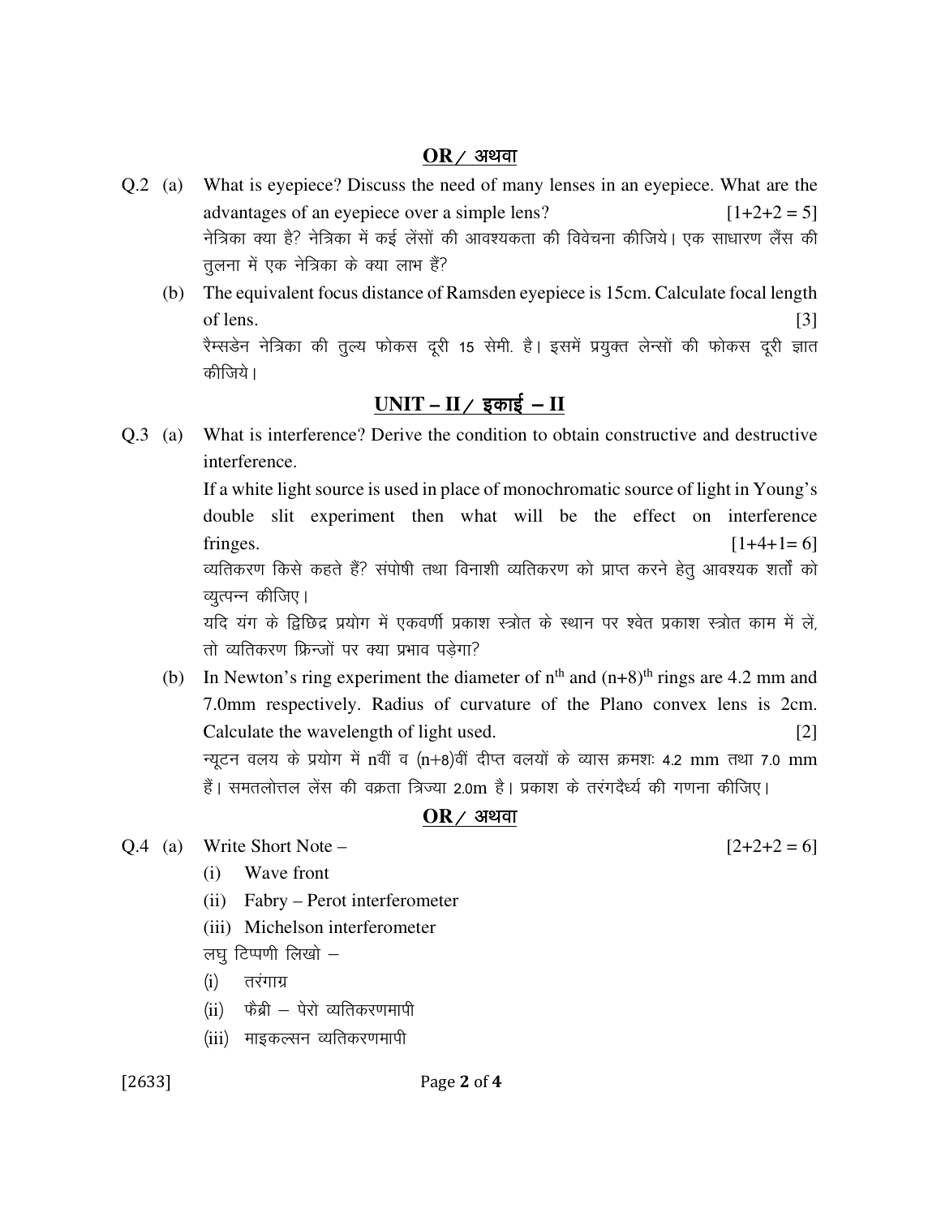**OR / अथवा**

Q.2 (a) What is eyepiece? Discuss the need of many lenses in an eyepiece. What are the advantages of an eyepiece over a simple lens? [1+2+2 = 5]

नेत्रिका क्या है? नेत्रिका में कई लेंसों की आवश्यकता की विवेचना कीजिये। एक साधारण लैंस की तुलना में एक नेत्रिका के क्या लाभ हैं?

(b) The equivalent focus distance of Ramsden eyepiece is 15cm. Calculate focal length of lens. [3]

रैम्सडेन नेत्रिका की तुल्य फोकस दूरी 15 सेमी. है। इसमें प्रयुक्त लेन्सों की फोकस दूरी ज्ञात कीजिये।

## UNIT – II / इकाई – II

Q.3 (a) What is interference? Derive the condition to obtain constructive and destructive interference.

If a white light source is used in place of monochromatic source of light in Young's double slit experiment then what will be the effect on interference fringes. [1+4+1= 6]

व्यतिकरण किसे कहते हैं? संपोषी तथा विनाशी व्यतिकरण को प्राप्त करने हेतु आवश्यक शर्तों को व्युत्पन्न कीजिए।

यदि यंग के द्विछिद्र प्रयोग में एकवर्णी प्रकाश स्त्रोत के स्थान पर श्वेत प्रकाश स्त्रोत काम में लें, तो व्यतिकरण फ्रिन्जों पर क्या प्रभाव पड़ेगा?

(b) In Newton's ring experiment the diameter of $n^{th}$ and $(n+8)^{th}$ rings are 4.2 mm and 7.0mm respectively. Radius of curvature of the Plano convex lens is 2cm. Calculate the wavelength of light used. [2]

न्यूटन वलय के प्रयोग में nवीं व (n+8)वीं दीप्त वलयों के व्यास क्रमशः 4.2 mm तथा 7.0 mm हैं। समतलोत्तल लेंस की वक्रता त्रिज्या 2.0m है। प्रकाश के तरंगदैर्ध्य की गणना कीजिए।

**OR / अथवा**

Q.4 (a) Write Short Note – [2+2+2 = 6]

(i) Wave front

(ii) Fabry – Perot interferometer

(iii) Michelson interferometer

लघु टिप्पणी लिखो –

(i) तरंगाग्र

(ii) फैब्री – पेरो व्यतिकरणमापी

(iii) माइकल्सन व्यतिकरणमापी

[2633]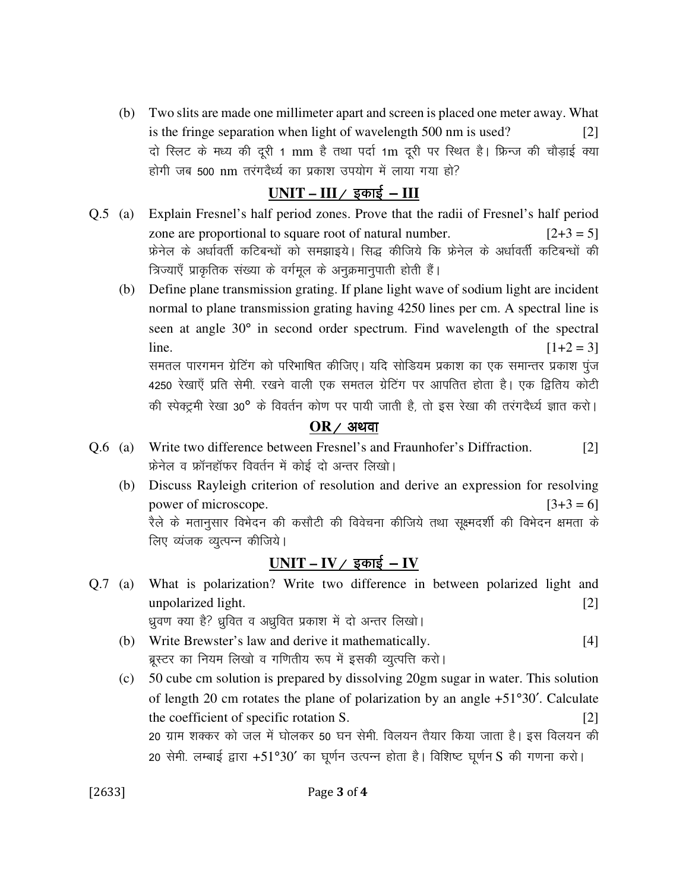(b) Two slits are made one millimeter apart and screen is placed one meter away. What is the fringe separation when light of wavelength 500 nm is used? [2]

दो स्लिट के मध्य की दूरी 1 mm है तथा पर्दा 1m दूरी पर स्थित है। फ्रिन्ज की चौड़ाई क्या होगी जब 500 nm तरंगदैर्ध्य का प्रकाश उपयोग में लाया गया हो?

## UNIT – III / इकाई – III

Q.5 (a) Explain Fresnel's half period zones. Prove that the radii of Fresnel's half period zone are proportional to square root of natural number. [2+3 = 5]

फ्रेनेल के अर्धावर्ती कटिबन्धों को समझाइये। सिद्ध कीजिये कि फ्रेनेल के अर्धावर्ती कटिबन्धों की त्रिज्याएँ प्राकृतिक संख्या के वर्गमूल के अनुक्रमानुपाती होती हैं।

(b) Define plane transmission grating. If plane light wave of sodium light are incident normal to plane transmission grating having 4250 lines per cm. A spectral line is seen at angle 30° in second order spectrum. Find wavelength of the spectral line. [1+2 = 3]

समतल पारगमन ग्रेटिंग को परिभाषित कीजिए। यदि सोडियम प्रकाश का एक समान्तर प्रकाश पुंज 4250 रेखाएँ प्रति सेमी. रखने वाली एक समतल ग्रेटिंग पर आपतित होता है। एक द्वितिय कोटी की स्पेक्ट्रमी रेखा 30° के विवर्तन कोण पर पायी जाती है, तो इस रेखा की तरंगदैर्ध्य ज्ञात करो।

## OR / अथवा

Q.6 (a) Write two difference between Fresnel's and Fraunhofer's Diffraction. [2]

फ्रेनेल व फ्रॉनहॉफर विवर्तन में कोई दो अन्तर लिखो।

(b) Discuss Rayleigh criterion of resolution and derive an expression for resolving power of microscope. [3+3 = 6]

रैले के मतानुसार विभेदन की कसौटी की विवेचना कीजिये तथा सूक्ष्मदर्शी की विभेदन क्षमता के लिए व्यंजक व्युत्पन्न कीजिये।

## UNIT – IV / इकाई – IV

Q.7 (a) What is polarization? Write two difference in between polarized light and unpolarized light. [2]

ध्रुवण क्या है? ध्रुवित व अध्रुवित प्रकाश में दो अन्तर लिखो।

(b) Write Brewster's law and derive it mathematically. [4]

ब्रूस्टर का नियम लिखो व गणितीय रूप में इसकी व्युत्पत्ति करो।

(c) 50 cube cm solution is prepared by dissolving 20gm sugar in water. This solution of length 20 cm rotates the plane of polarization by an angle +51°30′. Calculate the coefficient of specific rotation S. [2]

20 ग्राम शक्कर को जल में घोलकर 50 घन सेमी. विलयन तैयार किया जाता है। इस विलयन की 20 सेमी. लम्बाई द्वारा +51°30′ का घूर्णन उत्पन्न होता है। विशिष्ट घूर्णन S की गणना करो।

[2633]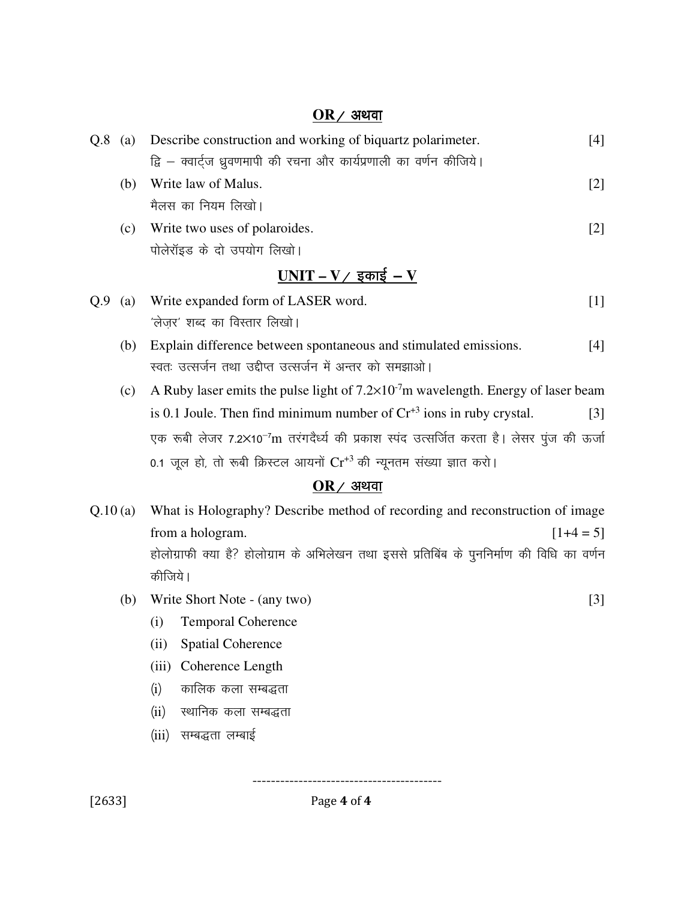**OR / अथवा**

Q.8 (a) Describe construction and working of biquartz polarimeter. [4]

द्वि – क्वार्ट्ज ध्रुवणमापी की रचना और कार्यप्रणाली का वर्णन कीजिये।

(b) Write law of Malus. [2]

मैलस का नियम लिखो।

(c) Write two uses of polaroides. [2]

पोलेरॉइड के दो उपयोग लिखो।

## UNIT – V / इकाई – V

Q.9 (a) Write expanded form of LASER word. [1]

'लेज़र' शब्द का विस्तार लिखो।

(b) Explain difference between spontaneous and stimulated emissions. [4]

स्वतः उत्सर्जन तथा उद्दीप्त उत्सर्जन में अन्तर को समझाओ।

(c) A Ruby laser emits the pulse light of $7.2\times10^{-7}$m wavelength. Energy of laser beam is 0.1 Joule. Then find minimum number of $Cr^{+3}$ ions in ruby crystal. [3]

एक रूबी लेजर $7.2\times10^{-7}$m तरंगदैर्ध्य की प्रकाश स्पंद उत्सर्जित करता है। लेसर पुंज की ऊर्जा 0.1 जूल हो, तो रूबी क्रिस्टल आयनों $Cr^{+3}$ की न्यूनतम संख्या ज्ञात करो।

**OR / अथवा**

Q.10 (a) What is Holography? Describe method of recording and reconstruction of image from a hologram. [1+4 = 5]

होलोग्राफी क्या है? होलोग्राम के अभिलेखन तथा इससे प्रतिबिंब के पुनर्निर्माण की विधि का वर्णन कीजिये।

(b) Write Short Note - (any two) [3]

(i) Temporal Coherence

(ii) Spatial Coherence

(iii) Coherence Length

(i) कालिक कला सम्बद्धता

(ii) स्थानिक कला सम्बद्धता

(iii) सम्बद्धता लम्बाई

[2633]